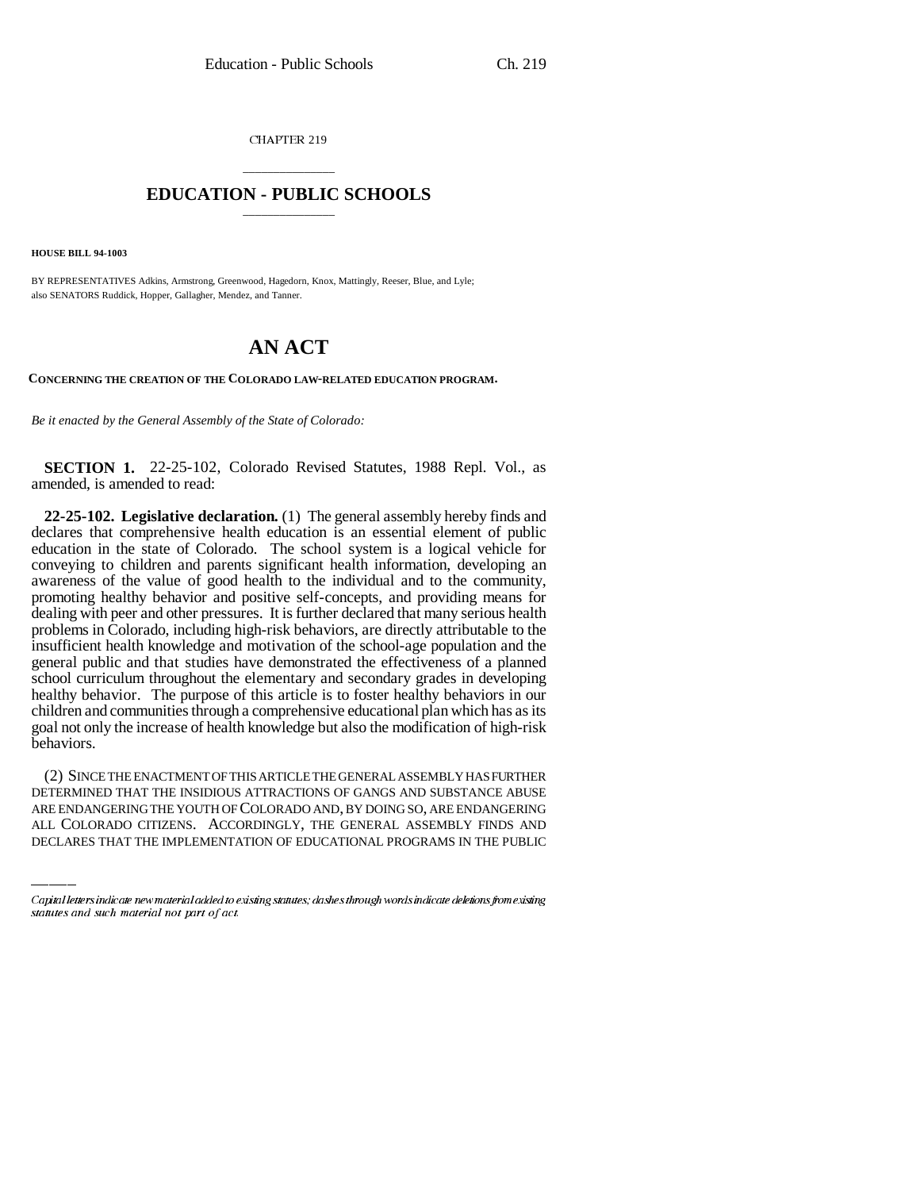CHAPTER 219

# EDUCATION - PUBLIC SCHOOLS

**HOUSE BILL 94-1003**

BY REPRESENTATIVES Adkins, Armstrong, Greenwood, Hagedorn, Knox, Mattingly, Reeser, Blue, and Lyle; also SENATORS Ruddick, Hopper, Gallagher, Mendez, and Tanner.

# AN ACT

**CONCERNING THE CREATION OF THE COLORADO LAW-RELATED EDUCATION PROGRAM.**

*Be it enacted by the General Assembly of the State of Colorado:*

**SECTION 1.** 22-25-102, Colorado Revised Statutes, 1988 Repl. Vol., as amended, is amended to read:

**22-25-102. Legislative declaration.** (1) The general assembly hereby finds and declares that comprehensive health education is an essential element of public education in the state of Colorado. The school system is a logical vehicle for conveying to children and parents significant health information, developing an awareness of the value of good health to the individual and to the community, promoting healthy behavior and positive self-concepts, and providing means for dealing with peer and other pressures. It is further declared that many serious health problems in Colorado, including high-risk behaviors, are directly attributable to the insufficient health knowledge and motivation of the school-age population and the general public and that studies have demonstrated the effectiveness of a planned school curriculum throughout the elementary and secondary grades in developing healthy behavior. The purpose of this article is to foster healthy behaviors in our children and communities through a comprehensive educational plan which has as its goal not only the increase of health knowledge but also the modification of high-risk behaviors.

(2) SINCE THE ENACTMENT OF THIS ARTICLE THE GENERAL ASSEMBLY HAS FURTHER DETERMINED THAT THE INSIDIOUS ATTRACTIONS OF GANGS AND SUBSTANCE ABUSE ARE ENDANGERING THE YOUTH OF COLORADO AND, BY DOING SO, ARE ENDANGERING ALL COLORADO CITIZENS. ACCORDINGLY, THE GENERAL ASSEMBLY FINDS AND DECLARES THAT THE IMPLEMENTATION OF EDUCATIONAL PROGRAMS IN THE PUBLIC

Capital letters indicate new material added to existing statutes; dashes through words indicate deletions from existing statutes and such material not part of act.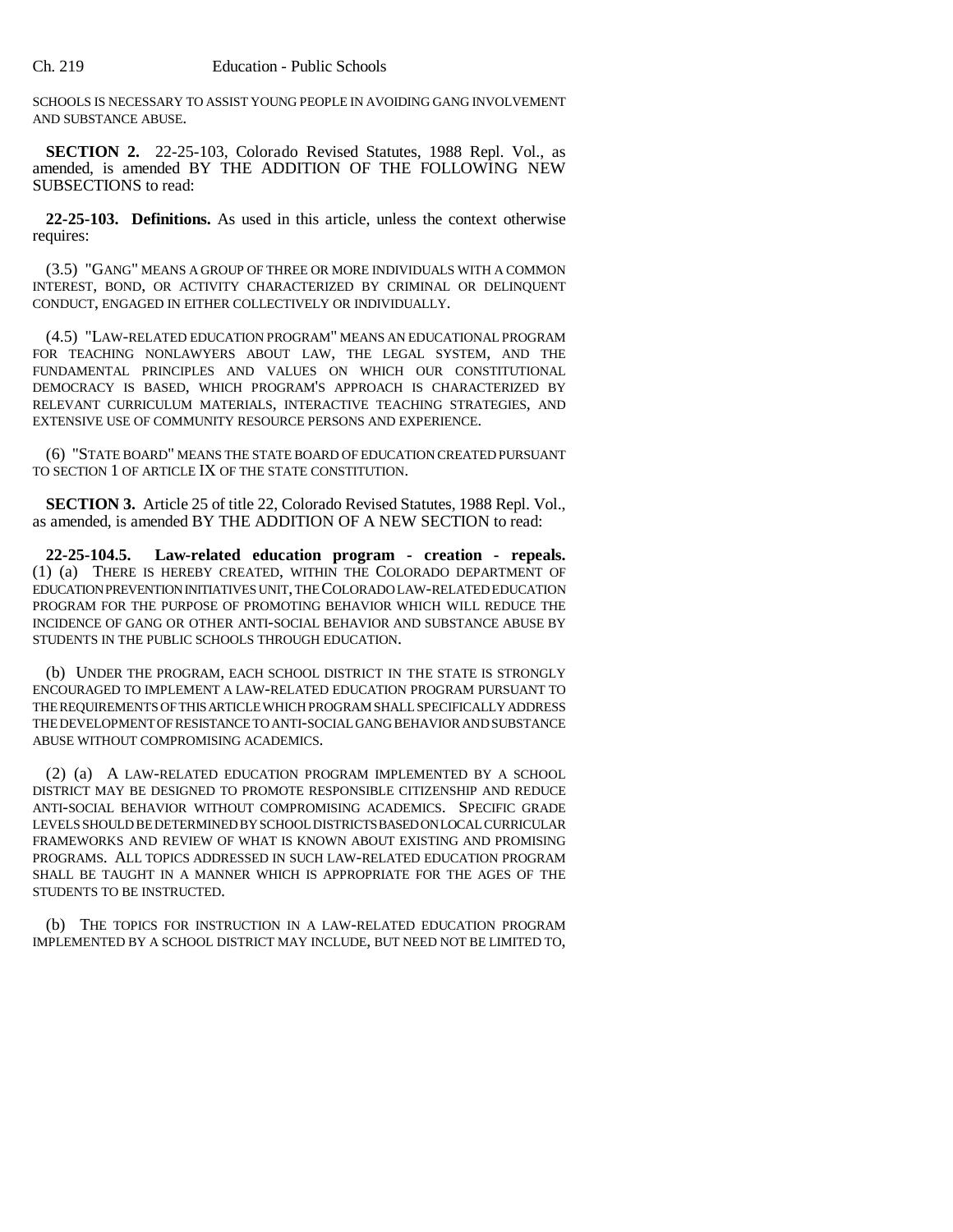SCHOOLS IS NECESSARY TO ASSIST YOUNG PEOPLE IN AVOIDING GANG INVOLVEMENT AND SUBSTANCE ABUSE.

**SECTION 2.** 22-25-103, Colorado Revised Statutes, 1988 Repl. Vol., as amended, is amended BY THE ADDITION OF THE FOLLOWING NEW SUBSECTIONS to read:

**22-25-103. Definitions.** As used in this article, unless the context otherwise requires:

(3.5) "GANG" MEANS A GROUP OF THREE OR MORE INDIVIDUALS WITH A COMMON INTEREST, BOND, OR ACTIVITY CHARACTERIZED BY CRIMINAL OR DELINQUENT CONDUCT, ENGAGED IN EITHER COLLECTIVELY OR INDIVIDUALLY.

(4.5) "LAW-RELATED EDUCATION PROGRAM" MEANS AN EDUCATIONAL PROGRAM FOR TEACHING NONLAWYERS ABOUT LAW, THE LEGAL SYSTEM, AND THE FUNDAMENTAL PRINCIPLES AND VALUES ON WHICH OUR CONSTITUTIONAL DEMOCRACY IS BASED, WHICH PROGRAM'S APPROACH IS CHARACTERIZED BY RELEVANT CURRICULUM MATERIALS, INTERACTIVE TEACHING STRATEGIES, AND EXTENSIVE USE OF COMMUNITY RESOURCE PERSONS AND EXPERIENCE.

(6) "STATE BOARD" MEANS THE STATE BOARD OF EDUCATION CREATED PURSUANT TO SECTION 1 OF ARTICLE IX OF THE STATE CONSTITUTION.

**SECTION 3.** Article 25 of title 22, Colorado Revised Statutes, 1988 Repl. Vol., as amended, is amended BY THE ADDITION OF A NEW SECTION to read:

**22-25-104.5. Law-related education program - creation - repeals.** (1) (a) THERE IS HEREBY CREATED, WITHIN THE COLORADO DEPARTMENT OF EDUCATION PREVENTION INITIATIVES UNIT, THE COLORADO LAW-RELATED EDUCATION PROGRAM FOR THE PURPOSE OF PROMOTING BEHAVIOR WHICH WILL REDUCE THE INCIDENCE OF GANG OR OTHER ANTI-SOCIAL BEHAVIOR AND SUBSTANCE ABUSE BY STUDENTS IN THE PUBLIC SCHOOLS THROUGH EDUCATION.

(b) UNDER THE PROGRAM, EACH SCHOOL DISTRICT IN THE STATE IS STRONGLY ENCOURAGED TO IMPLEMENT A LAW-RELATED EDUCATION PROGRAM PURSUANT TO THE REQUIREMENTS OF THIS ARTICLE WHICH PROGRAM SHALL SPECIFICALLY ADDRESS THE DEVELOPMENT OF RESISTANCE TO ANTI-SOCIAL GANG BEHAVIOR AND SUBSTANCE ABUSE WITHOUT COMPROMISING ACADEMICS.

(2) (a) A LAW-RELATED EDUCATION PROGRAM IMPLEMENTED BY A SCHOOL DISTRICT MAY BE DESIGNED TO PROMOTE RESPONSIBLE CITIZENSHIP AND REDUCE ANTI-SOCIAL BEHAVIOR WITHOUT COMPROMISING ACADEMICS. SPECIFIC GRADE LEVELS SHOULD BE DETERMINED BY SCHOOL DISTRICTS BASED ON LOCAL CURRICULAR FRAMEWORKS AND REVIEW OF WHAT IS KNOWN ABOUT EXISTING AND PROMISING PROGRAMS. ALL TOPICS ADDRESSED IN SUCH LAW-RELATED EDUCATION PROGRAM SHALL BE TAUGHT IN A MANNER WHICH IS APPROPRIATE FOR THE AGES OF THE STUDENTS TO BE INSTRUCTED.

(b) THE TOPICS FOR INSTRUCTION IN A LAW-RELATED EDUCATION PROGRAM IMPLEMENTED BY A SCHOOL DISTRICT MAY INCLUDE, BUT NEED NOT BE LIMITED TO,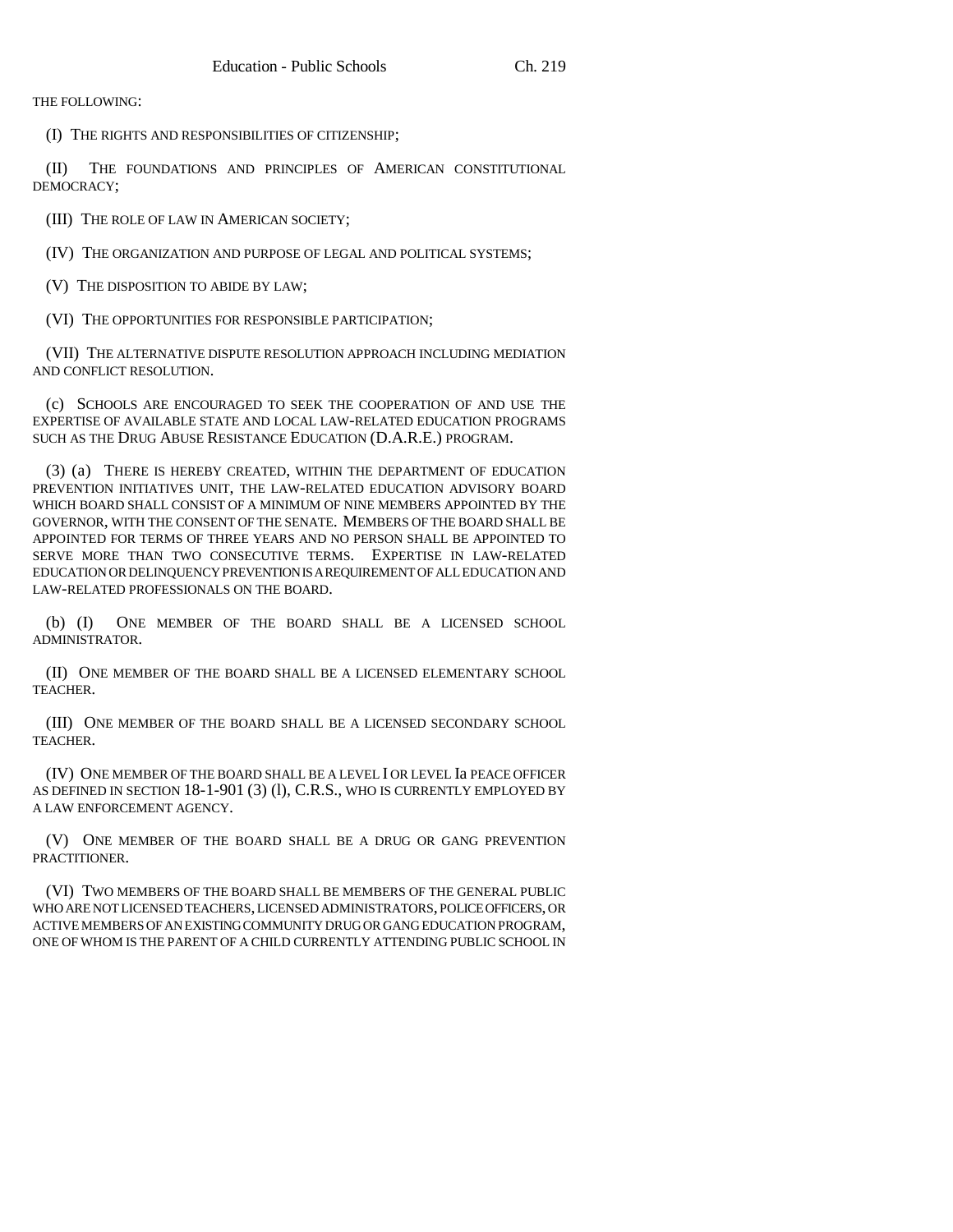THE FOLLOWING:

(I) THE RIGHTS AND RESPONSIBILITIES OF CITIZENSHIP;

(II) THE FOUNDATIONS AND PRINCIPLES OF AMERICAN CONSTITUTIONAL DEMOCRACY;

(III) THE ROLE OF LAW IN AMERICAN SOCIETY;

(IV) THE ORGANIZATION AND PURPOSE OF LEGAL AND POLITICAL SYSTEMS;

(V) THE DISPOSITION TO ABIDE BY LAW;

(VI) THE OPPORTUNITIES FOR RESPONSIBLE PARTICIPATION;

(VII) THE ALTERNATIVE DISPUTE RESOLUTION APPROACH INCLUDING MEDIATION AND CONFLICT RESOLUTION.

(c) SCHOOLS ARE ENCOURAGED TO SEEK THE COOPERATION OF AND USE THE EXPERTISE OF AVAILABLE STATE AND LOCAL LAW-RELATED EDUCATION PROGRAMS SUCH AS THE DRUG ABUSE RESISTANCE EDUCATION (D.A.R.E.) PROGRAM.

(3) (a) THERE IS HEREBY CREATED, WITHIN THE DEPARTMENT OF EDUCATION PREVENTION INITIATIVES UNIT, THE LAW-RELATED EDUCATION ADVISORY BOARD WHICH BOARD SHALL CONSIST OF A MINIMUM OF NINE MEMBERS APPOINTED BY THE GOVERNOR, WITH THE CONSENT OF THE SENATE. MEMBERS OF THE BOARD SHALL BE APPOINTED FOR TERMS OF THREE YEARS AND NO PERSON SHALL BE APPOINTED TO SERVE MORE THAN TWO CONSECUTIVE TERMS. EXPERTISE IN LAW-RELATED EDUCATION OR DELINQUENCY PREVENTION IS A REQUIREMENT OF ALL EDUCATION AND LAW-RELATED PROFESSIONALS ON THE BOARD.

(b) (I) ONE MEMBER OF THE BOARD SHALL BE A LICENSED SCHOOL ADMINISTRATOR.

(II) ONE MEMBER OF THE BOARD SHALL BE A LICENSED ELEMENTARY SCHOOL TEACHER.

(III) ONE MEMBER OF THE BOARD SHALL BE A LICENSED SECONDARY SCHOOL TEACHER.

(IV) ONE MEMBER OF THE BOARD SHALL BE A LEVEL I OR LEVEL Ia PEACE OFFICER AS DEFINED IN SECTION 18-1-901 (3) (l), C.R.S., WHO IS CURRENTLY EMPLOYED BY A LAW ENFORCEMENT AGENCY.

(V) ONE MEMBER OF THE BOARD SHALL BE A DRUG OR GANG PREVENTION PRACTITIONER.

(VI) TWO MEMBERS OF THE BOARD SHALL BE MEMBERS OF THE GENERAL PUBLIC WHO ARE NOT LICENSED TEACHERS, LICENSED ADMINISTRATORS, POLICE OFFICERS, OR ACTIVE MEMBERS OF AN EXISTING COMMUNITY DRUG OR GANG EDUCATION PROGRAM, ONE OF WHOM IS THE PARENT OF A CHILD CURRENTLY ATTENDING PUBLIC SCHOOL IN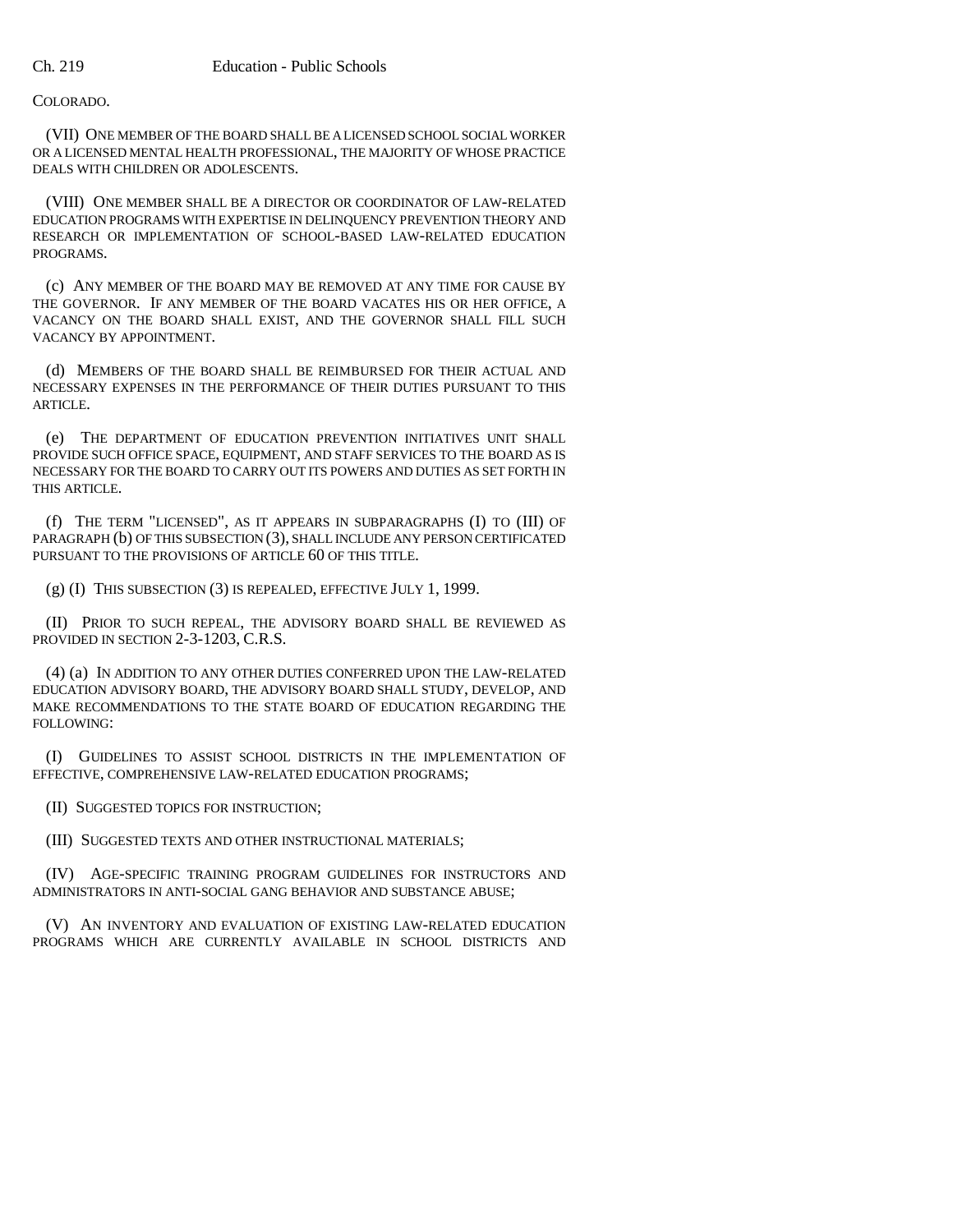COLORADO.

(VII) ONE MEMBER OF THE BOARD SHALL BE A LICENSED SCHOOL SOCIAL WORKER OR A LICENSED MENTAL HEALTH PROFESSIONAL, THE MAJORITY OF WHOSE PRACTICE DEALS WITH CHILDREN OR ADOLESCENTS.

(VIII) ONE MEMBER SHALL BE A DIRECTOR OR COORDINATOR OF LAW-RELATED EDUCATION PROGRAMS WITH EXPERTISE IN DELINQUENCY PREVENTION THEORY AND RESEARCH OR IMPLEMENTATION OF SCHOOL-BASED LAW-RELATED EDUCATION PROGRAMS.

(c) ANY MEMBER OF THE BOARD MAY BE REMOVED AT ANY TIME FOR CAUSE BY THE GOVERNOR. IF ANY MEMBER OF THE BOARD VACATES HIS OR HER OFFICE, A VACANCY ON THE BOARD SHALL EXIST, AND THE GOVERNOR SHALL FILL SUCH VACANCY BY APPOINTMENT.

(d) MEMBERS OF THE BOARD SHALL BE REIMBURSED FOR THEIR ACTUAL AND NECESSARY EXPENSES IN THE PERFORMANCE OF THEIR DUTIES PURSUANT TO THIS ARTICLE.

(e) THE DEPARTMENT OF EDUCATION PREVENTION INITIATIVES UNIT SHALL PROVIDE SUCH OFFICE SPACE, EQUIPMENT, AND STAFF SERVICES TO THE BOARD AS IS NECESSARY FOR THE BOARD TO CARRY OUT ITS POWERS AND DUTIES AS SET FORTH IN THIS ARTICLE.

(f) THE TERM "LICENSED", AS IT APPEARS IN SUBPARAGRAPHS (I) TO (III) OF PARAGRAPH (b) OF THIS SUBSECTION (3), SHALL INCLUDE ANY PERSON CERTIFICATED PURSUANT TO THE PROVISIONS OF ARTICLE 60 OF THIS TITLE.

(g) (I) THIS SUBSECTION (3) IS REPEALED, EFFECTIVE JULY 1, 1999.

(II) PRIOR TO SUCH REPEAL, THE ADVISORY BOARD SHALL BE REVIEWED AS PROVIDED IN SECTION 2-3-1203, C.R.S.

(4) (a) IN ADDITION TO ANY OTHER DUTIES CONFERRED UPON THE LAW-RELATED EDUCATION ADVISORY BOARD, THE ADVISORY BOARD SHALL STUDY, DEVELOP, AND MAKE RECOMMENDATIONS TO THE STATE BOARD OF EDUCATION REGARDING THE FOLLOWING:

(I) GUIDELINES TO ASSIST SCHOOL DISTRICTS IN THE IMPLEMENTATION OF EFFECTIVE, COMPREHENSIVE LAW-RELATED EDUCATION PROGRAMS;

(II) SUGGESTED TOPICS FOR INSTRUCTION;

(III) SUGGESTED TEXTS AND OTHER INSTRUCTIONAL MATERIALS;

(IV) AGE-SPECIFIC TRAINING PROGRAM GUIDELINES FOR INSTRUCTORS AND ADMINISTRATORS IN ANTI-SOCIAL GANG BEHAVIOR AND SUBSTANCE ABUSE;

(V) AN INVENTORY AND EVALUATION OF EXISTING LAW-RELATED EDUCATION PROGRAMS WHICH ARE CURRENTLY AVAILABLE IN SCHOOL DISTRICTS AND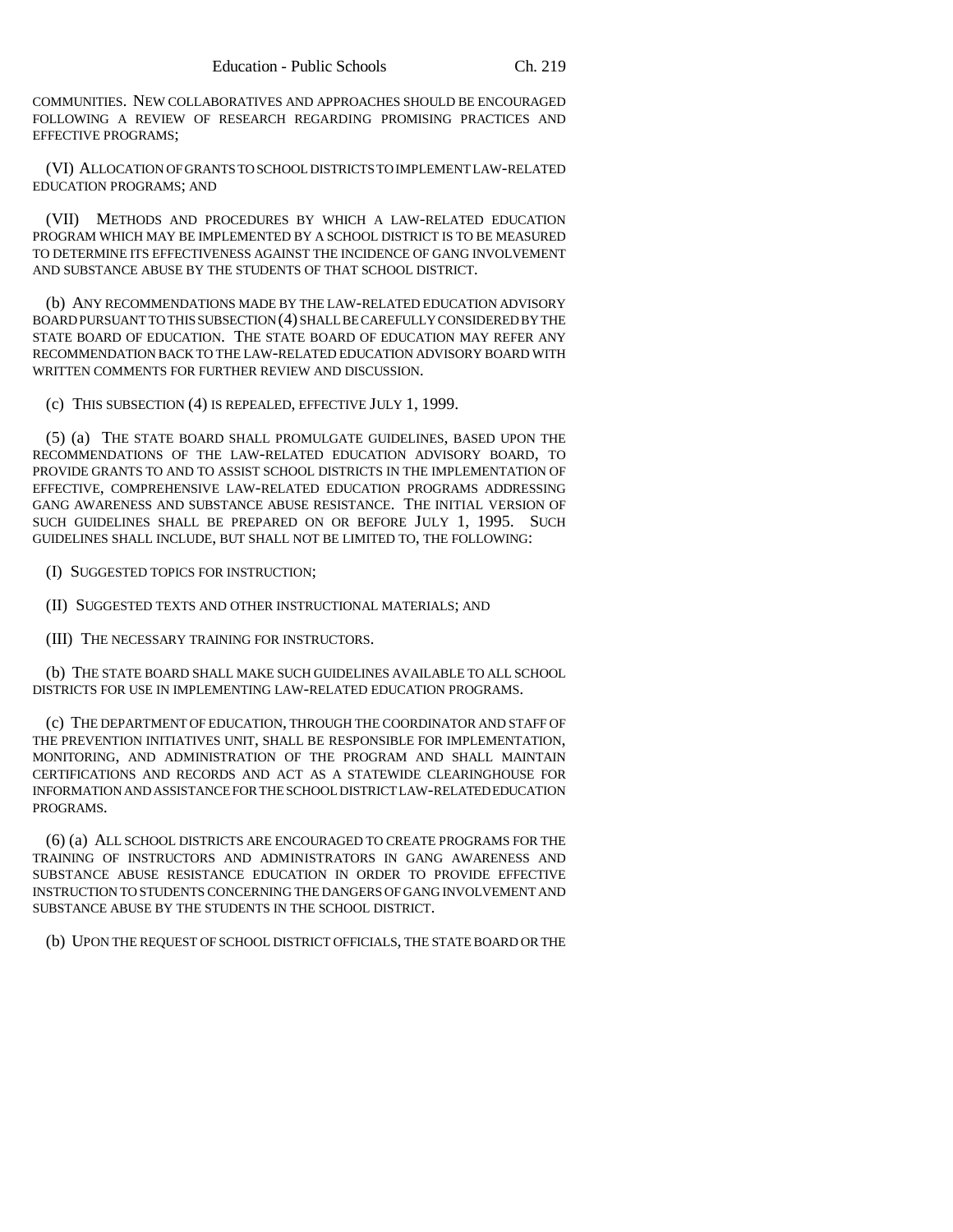COMMUNITIES. NEW COLLABORATIVES AND APPROACHES SHOULD BE ENCOURAGED FOLLOWING A REVIEW OF RESEARCH REGARDING PROMISING PRACTICES AND EFFECTIVE PROGRAMS;

(VI) ALLOCATION OF GRANTS TO SCHOOL DISTRICTS TO IMPLEMENT LAW-RELATED EDUCATION PROGRAMS; AND

(VII) METHODS AND PROCEDURES BY WHICH A LAW-RELATED EDUCATION PROGRAM WHICH MAY BE IMPLEMENTED BY A SCHOOL DISTRICT IS TO BE MEASURED TO DETERMINE ITS EFFECTIVENESS AGAINST THE INCIDENCE OF GANG INVOLVEMENT AND SUBSTANCE ABUSE BY THE STUDENTS OF THAT SCHOOL DISTRICT.

(b) ANY RECOMMENDATIONS MADE BY THE LAW-RELATED EDUCATION ADVISORY BOARD PURSUANT TO THIS SUBSECTION (4) SHALL BE CAREFULLY CONSIDERED BY THE STATE BOARD OF EDUCATION. THE STATE BOARD OF EDUCATION MAY REFER ANY RECOMMENDATION BACK TO THE LAW-RELATED EDUCATION ADVISORY BOARD WITH WRITTEN COMMENTS FOR FURTHER REVIEW AND DISCUSSION.

(c) THIS SUBSECTION (4) IS REPEALED, EFFECTIVE JULY 1, 1999.

(5) (a) THE STATE BOARD SHALL PROMULGATE GUIDELINES, BASED UPON THE RECOMMENDATIONS OF THE LAW-RELATED EDUCATION ADVISORY BOARD, TO PROVIDE GRANTS TO AND TO ASSIST SCHOOL DISTRICTS IN THE IMPLEMENTATION OF EFFECTIVE, COMPREHENSIVE LAW-RELATED EDUCATION PROGRAMS ADDRESSING GANG AWARENESS AND SUBSTANCE ABUSE RESISTANCE. THE INITIAL VERSION OF SUCH GUIDELINES SHALL BE PREPARED ON OR BEFORE JULY 1, 1995. SUCH GUIDELINES SHALL INCLUDE, BUT SHALL NOT BE LIMITED TO, THE FOLLOWING:

(I) SUGGESTED TOPICS FOR INSTRUCTION;

(II) SUGGESTED TEXTS AND OTHER INSTRUCTIONAL MATERIALS; AND

(III) THE NECESSARY TRAINING FOR INSTRUCTORS.

(b) THE STATE BOARD SHALL MAKE SUCH GUIDELINES AVAILABLE TO ALL SCHOOL DISTRICTS FOR USE IN IMPLEMENTING LAW-RELATED EDUCATION PROGRAMS.

(c) THE DEPARTMENT OF EDUCATION, THROUGH THE COORDINATOR AND STAFF OF THE PREVENTION INITIATIVES UNIT, SHALL BE RESPONSIBLE FOR IMPLEMENTATION, MONITORING, AND ADMINISTRATION OF THE PROGRAM AND SHALL MAINTAIN CERTIFICATIONS AND RECORDS AND ACT AS A STATEWIDE CLEARINGHOUSE FOR INFORMATION AND ASSISTANCE FOR THE SCHOOL DISTRICT LAW-RELATED EDUCATION PROGRAMS.

(6) (a) ALL SCHOOL DISTRICTS ARE ENCOURAGED TO CREATE PROGRAMS FOR THE TRAINING OF INSTRUCTORS AND ADMINISTRATORS IN GANG AWARENESS AND SUBSTANCE ABUSE RESISTANCE EDUCATION IN ORDER TO PROVIDE EFFECTIVE INSTRUCTION TO STUDENTS CONCERNING THE DANGERS OF GANG INVOLVEMENT AND SUBSTANCE ABUSE BY THE STUDENTS IN THE SCHOOL DISTRICT.

(b) UPON THE REQUEST OF SCHOOL DISTRICT OFFICIALS, THE STATE BOARD OR THE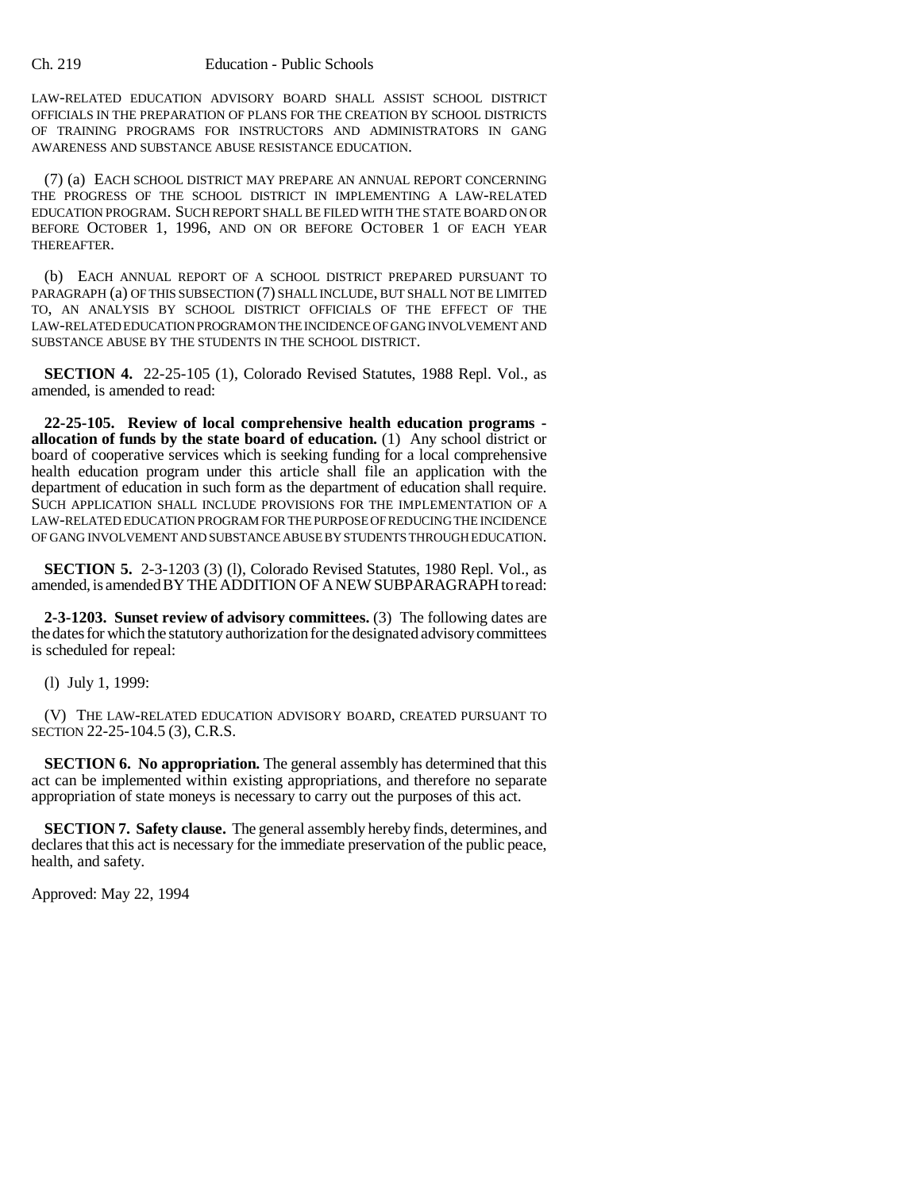LAW-RELATED EDUCATION ADVISORY BOARD SHALL ASSIST SCHOOL DISTRICT OFFICIALS IN THE PREPARATION OF PLANS FOR THE CREATION BY SCHOOL DISTRICTS OF TRAINING PROGRAMS FOR INSTRUCTORS AND ADMINISTRATORS IN GANG AWARENESS AND SUBSTANCE ABUSE RESISTANCE EDUCATION.

(7) (a) EACH SCHOOL DISTRICT MAY PREPARE AN ANNUAL REPORT CONCERNING THE PROGRESS OF THE SCHOOL DISTRICT IN IMPLEMENTING A LAW-RELATED EDUCATION PROGRAM. SUCH REPORT SHALL BE FILED WITH THE STATE BOARD ON OR BEFORE OCTOBER 1, 1996, AND ON OR BEFORE OCTOBER 1 OF EACH YEAR THEREAFTER.

(b) EACH ANNUAL REPORT OF A SCHOOL DISTRICT PREPARED PURSUANT TO PARAGRAPH (a) OF THIS SUBSECTION (7) SHALL INCLUDE, BUT SHALL NOT BE LIMITED TO, AN ANALYSIS BY SCHOOL DISTRICT OFFICIALS OF THE EFFECT OF THE LAW-RELATED EDUCATION PROGRAM ON THE INCIDENCE OF GANG INVOLVEMENT AND SUBSTANCE ABUSE BY THE STUDENTS IN THE SCHOOL DISTRICT.

**SECTION 4.** 22-25-105 (1), Colorado Revised Statutes, 1988 Repl. Vol., as amended, is amended to read:

**22-25-105. Review of local comprehensive health education programs - allocation of funds by the state board of education.** (1) Any school district or board of cooperative services which is seeking funding for a local comprehensive health education program under this article shall file an application with the department of education in such form as the department of education shall require. SUCH APPLICATION SHALL INCLUDE PROVISIONS FOR THE IMPLEMENTATION OF A LAW-RELATED EDUCATION PROGRAM FOR THE PURPOSE OF REDUCING THE INCIDENCE OF GANG INVOLVEMENT AND SUBSTANCE ABUSE BY STUDENTS THROUGH EDUCATION.

**SECTION 5.** 2-3-1203 (3) (l), Colorado Revised Statutes, 1980 Repl. Vol., as amended, is amended BY THE ADDITION OF A NEW SUBPARAGRAPH to read:

**2-3-1203. Sunset review of advisory committees.** (3) The following dates are the dates for which the statutory authorization for the designated advisory committees is scheduled for repeal:

(l) July 1, 1999:

(V) THE LAW-RELATED EDUCATION ADVISORY BOARD, CREATED PURSUANT TO SECTION 22-25-104.5 (3), C.R.S.

**SECTION 6. No appropriation.** The general assembly has determined that this act can be implemented within existing appropriations, and therefore no separate appropriation of state moneys is necessary to carry out the purposes of this act.

**SECTION 7. Safety clause.** The general assembly hereby finds, determines, and declares that this act is necessary for the immediate preservation of the public peace, health, and safety.

Approved: May 22, 1994